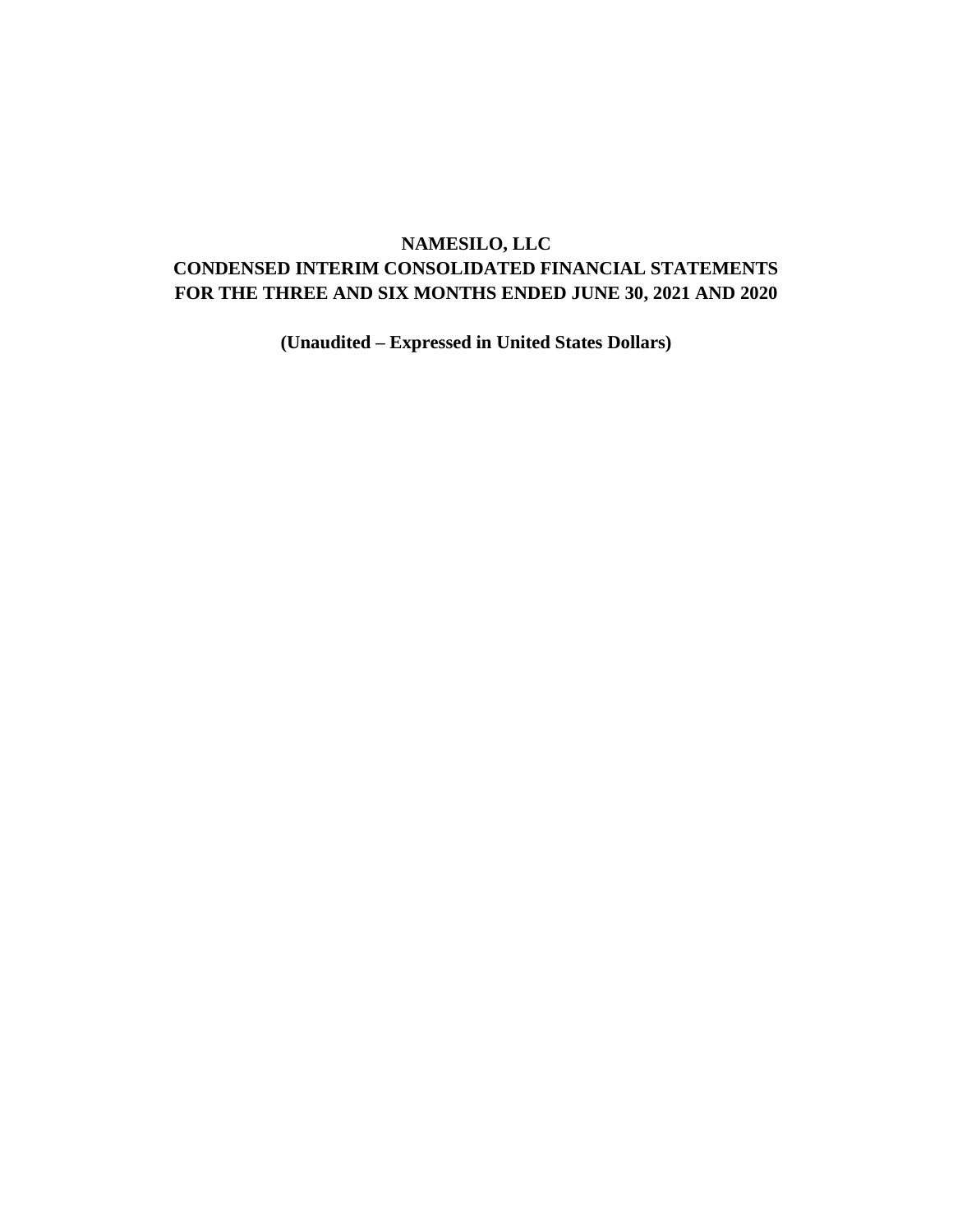# NAMESILO, LLC

## CONDENSED INTERIM CONSOLIDATED FINANCIAL STATEMENTS

## FOR THE THREE AND SIX MONTHS ENDED JUNE 30, 2021 AND 2020

**(Unaudited – Expressed in United States Dollars)**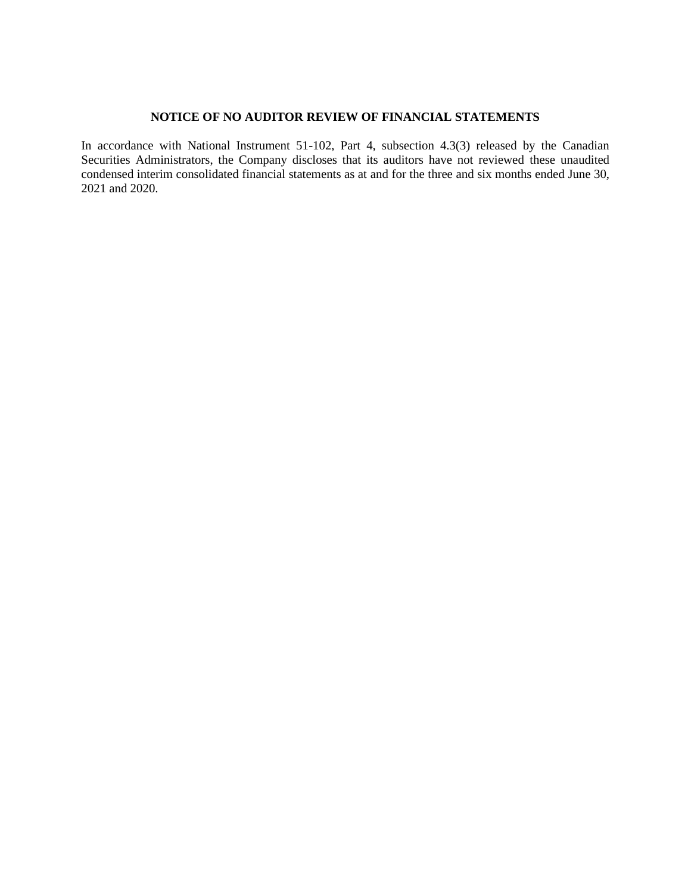**NOTICE OF NO AUDITOR REVIEW OF FINANCIAL STATEMENTS**

In accordance with National Instrument 51-102, Part 4, subsection 4.3(3) released by the Canadian Securities Administrators, the Company discloses that its auditors have not reviewed these unaudited condensed interim consolidated financial statements as at and for the three and six months ended June 30, 2021 and 2020.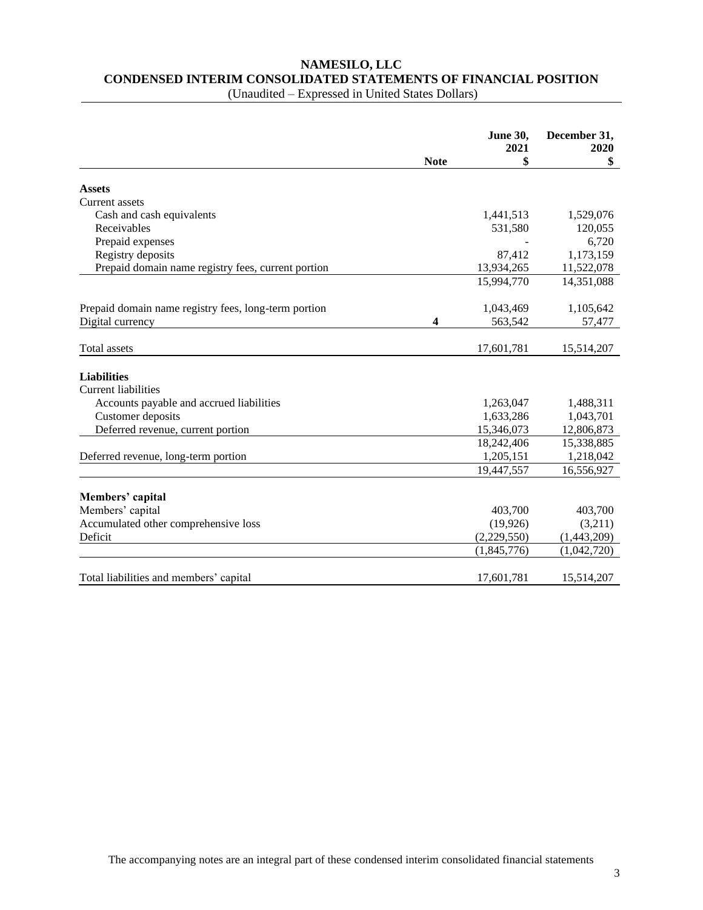# NAMESILO, LLC

## CONDENSED INTERIM CONSOLIDATED STATEMENTS OF FINANCIAL POSITION

(Unaudited – Expressed in United States Dollars)

| | Note | June 30, 2021 $ | December 31, 2020 $ |
|---|---|---|---|
| **Assets** | | | |
| Current assets | | | |
| Cash and cash equivalents | | 1,441,513 | 1,529,076 |
| Receivables | | 531,580 | 120,055 |
| Prepaid expenses | | - | 6,720 |
| Registry deposits | | 87,412 | 1,173,159 |
| Prepaid domain name registry fees, current portion | | 13,934,265 | 11,522,078 |
| | | 15,994,770 | 14,351,088 |
| Prepaid domain name registry fees, long-term portion | | 1,043,469 | 1,105,642 |
| Digital currency | **4** | 563,542 | 57,477 |
| Total assets | | 17,601,781 | 15,514,207 |
| **Liabilities** | | | |
| Current liabilities | | | |
| Accounts payable and accrued liabilities | | 1,263,047 | 1,488,311 |
| Customer deposits | | 1,633,286 | 1,043,701 |
| Deferred revenue, current portion | | 15,346,073 | 12,806,873 |
| | | 18,242,406 | 15,338,885 |
| Deferred revenue, long-term portion | | 1,205,151 | 1,218,042 |
| | | 19,447,557 | 16,556,927 |
| **Members' capital** | | | |
| Members' capital | | 403,700 | 403,700 |
| Accumulated other comprehensive loss | | (19,926) | (3,211) |
| Deficit | | (2,229,550) | (1,443,209) |
| | | (1,845,776) | (1,042,720) |
| Total liabilities and members' capital | | 17,601,781 | 15,514,207 |

The accompanying notes are an integral part of these condensed interim consolidated financial statements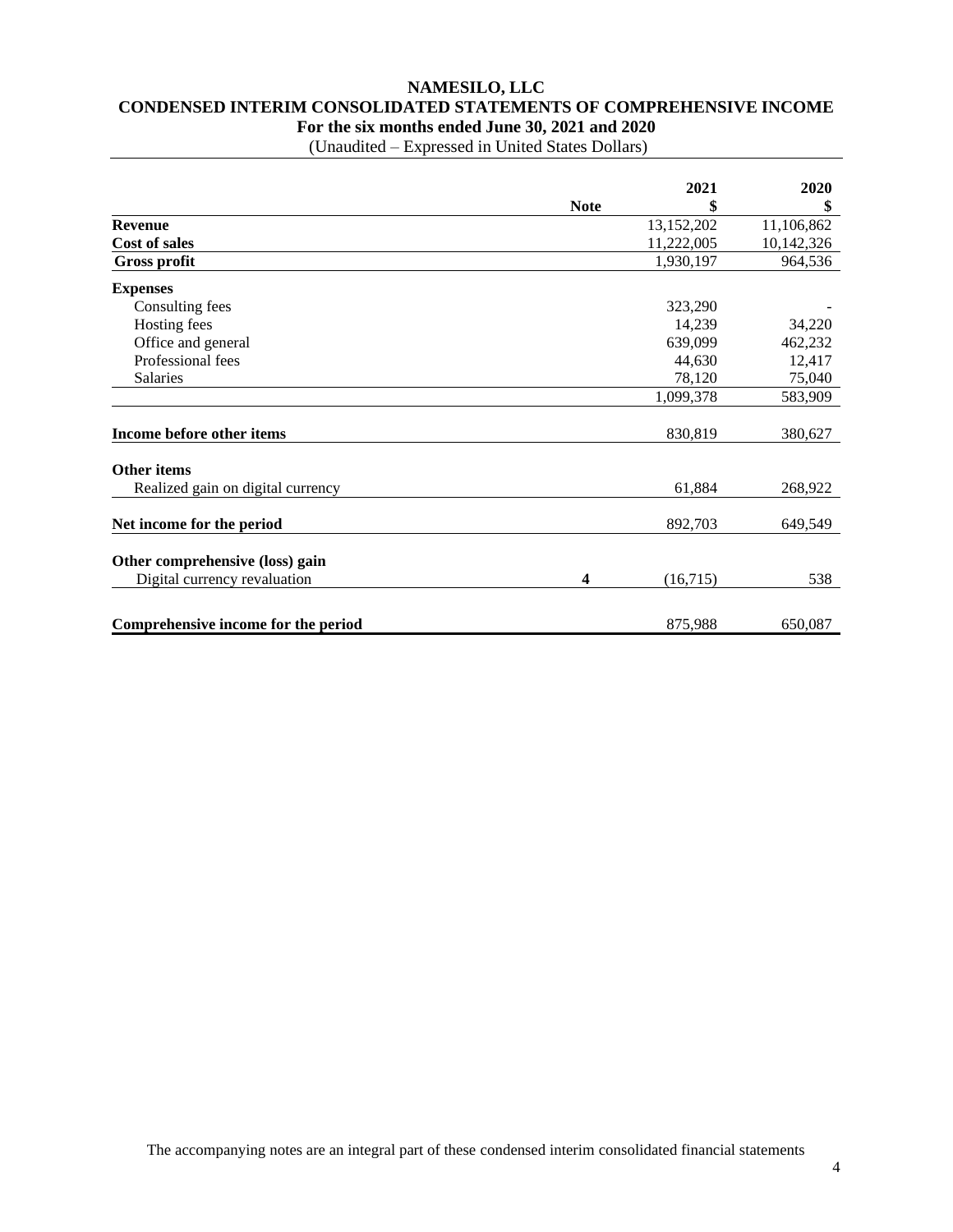# NAMESILO, LLC

## CONDENSED INTERIM CONSOLIDATED STATEMENTS OF COMPREHENSIVE INCOME

### For the six months ended June 30, 2021 and 2020

(Unaudited – Expressed in United States Dollars)

| | Note | 2021<br>$ | 2020<br>$ |
|---|---|---|---|
| **Revenue** | | 13,152,202 | 11,106,862 |
| **Cost of sales** | | 11,222,005 | 10,142,326 |
| **Gross profit** | | 1,930,197 | 964,536 |
| **Expenses** | | | |
| Consulting fees | | 323,290 | - |
| Hosting fees | | 14,239 | 34,220 |
| Office and general | | 639,099 | 462,232 |
| Professional fees | | 44,630 | 12,417 |
| Salaries | | 78,120 | 75,040 |
| | | 1,099,378 | 583,909 |
| **Income before other items** | | 830,819 | 380,627 |
| **Other items** | | | |
| Realized gain on digital currency | | 61,884 | 268,922 |
| **Net income for the period** | | 892,703 | 649,549 |
| **Other comprehensive (loss) gain** | | | |
| Digital currency revaluation | **4** | (16,715) | 538 |
| **Comprehensive income for the period** | | 875,988 | 650,087 |

The accompanying notes are an integral part of these condensed interim consolidated financial statements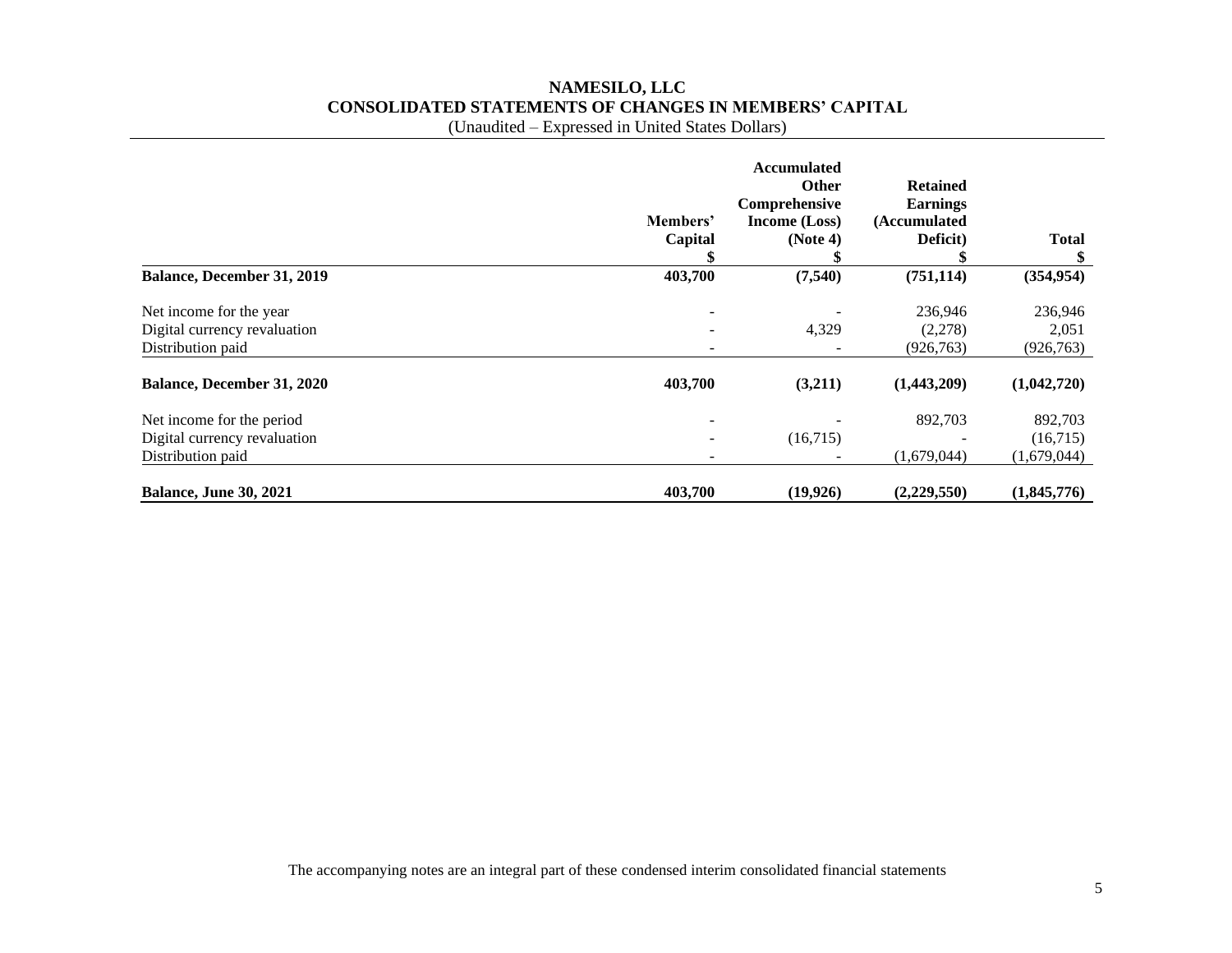# NAMESILO, LLC
## CONSOLIDATED STATEMENTS OF CHANGES IN MEMBERS' CAPITAL
(Unaudited – Expressed in United States Dollars)

| | Members' Capital<br>$ | Accumulated Other Comprehensive Income (Loss) (Note 4)<br>$ | Retained Earnings (Accumulated Deficit)<br>$ | Total<br>$ |
|---|---|---|---|---|
| **Balance, December 31, 2019** | **403,700** | **(7,540)** | **(751,114)** | **(354,954)** |
| Net income for the year | - | - | 236,946 | 236,946 |
| Digital currency revaluation | - | 4,329 | (2,278) | 2,051 |
| Distribution paid | - | - | (926,763) | (926,763) |
| **Balance, December 31, 2020** | **403,700** | **(3,211)** | **(1,443,209)** | **(1,042,720)** |
| Net income for the period | - | - | 892,703 | 892,703 |
| Digital currency revaluation | - | (16,715) | - | (16,715) |
| Distribution paid | - | - | (1,679,044) | (1,679,044) |
| **Balance, June 30, 2021** | **403,700** | **(19,926)** | **(2,229,550)** | **(1,845,776)** |

The accompanying notes are an integral part of these condensed interim consolidated financial statements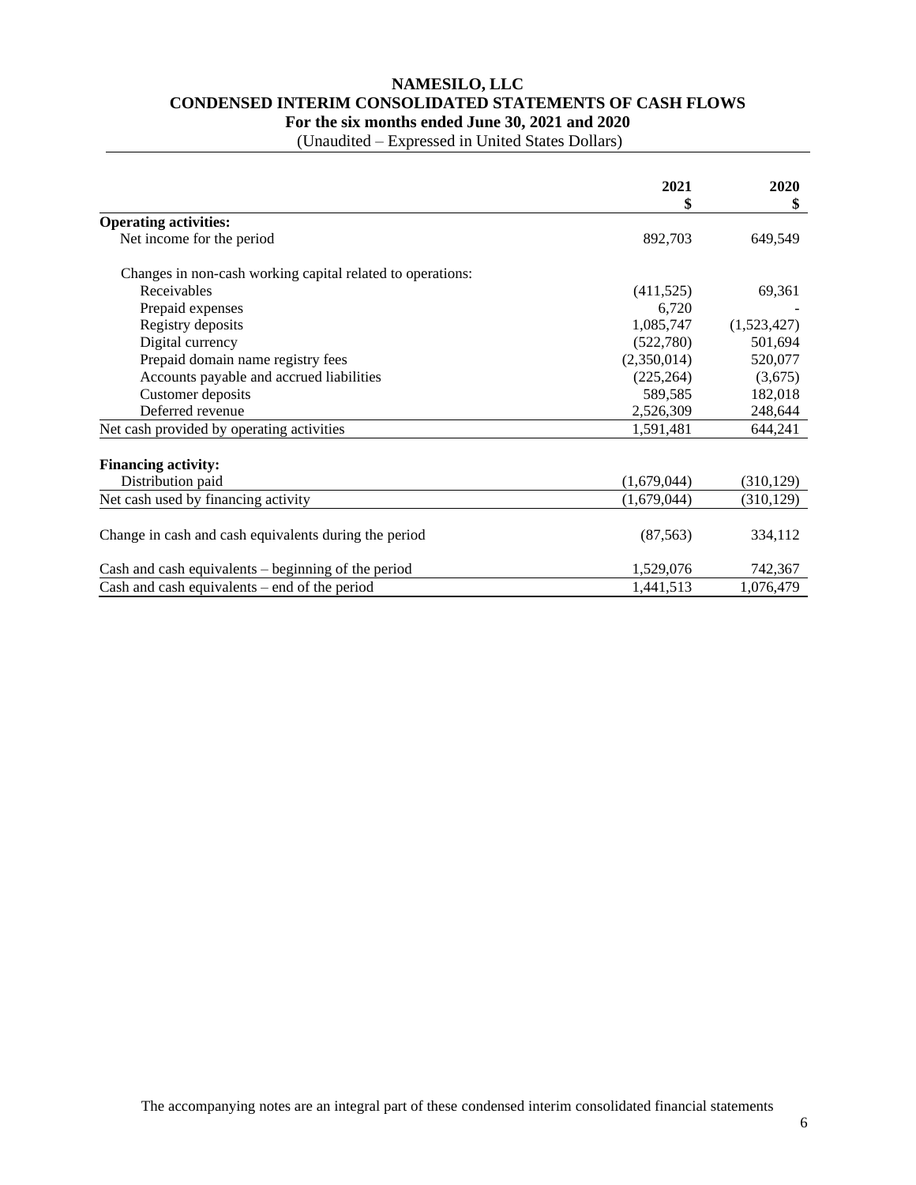# NAMESILO, LLC
## CONDENSED INTERIM CONSOLIDATED STATEMENTS OF CASH FLOWS
### For the six months ended June 30, 2021 and 2020

(Unaudited – Expressed in United States Dollars)

| | 2021<br>$ | 2020<br>$ |
|---|---|---|
| **Operating activities:** | | |
| Net income for the period | 892,703 | 649,549 |
| | | |
| Changes in non-cash working capital related to operations: | | |
| Receivables | (411,525) | 69,361 |
| Prepaid expenses | 6,720 | - |
| Registry deposits | 1,085,747 | (1,523,427) |
| Digital currency | (522,780) | 501,694 |
| Prepaid domain name registry fees | (2,350,014) | 520,077 |
| Accounts payable and accrued liabilities | (225,264) | (3,675) |
| Customer deposits | 589,585 | 182,018 |
| Deferred revenue | 2,526,309 | 248,644 |
| Net cash provided by operating activities | 1,591,481 | 644,241 |
| | | |
| **Financing activity:** | | |
| Distribution paid | (1,679,044) | (310,129) |
| Net cash used by financing activity | (1,679,044) | (310,129) |
| | | |
| Change in cash and cash equivalents during the period | (87,563) | 334,112 |
| | | |
| Cash and cash equivalents – beginning of the period | 1,529,076 | 742,367 |
| Cash and cash equivalents – end of the period | 1,441,513 | 1,076,479 |

The accompanying notes are an integral part of these condensed interim consolidated financial statements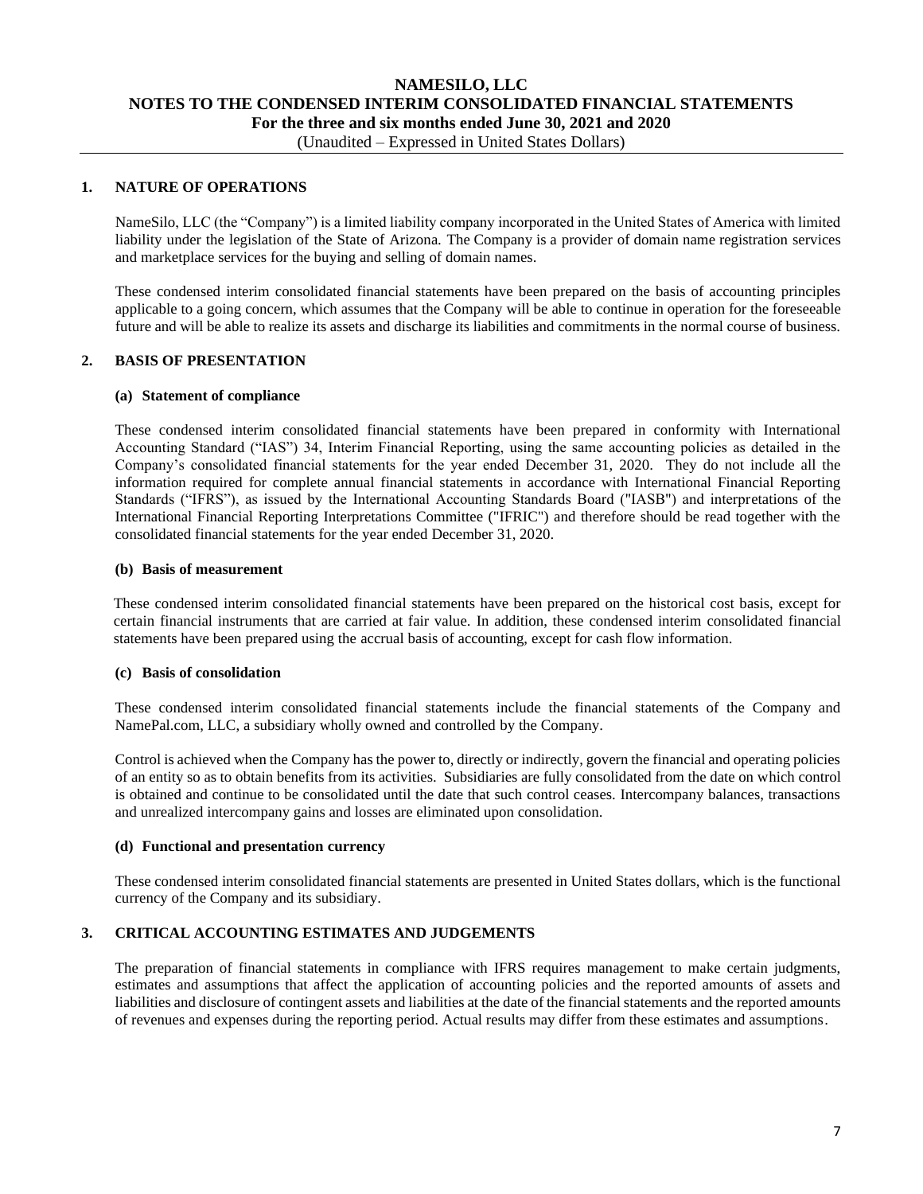# NAMESILO, LLC
## NOTES TO THE CONDENSED INTERIM CONSOLIDATED FINANCIAL STATEMENTS
### For the three and six months ended June 30, 2021 and 2020
(Unaudited – Expressed in United States Dollars)

## 1. NATURE OF OPERATIONS

NameSilo, LLC (the "Company") is a limited liability company incorporated in the United States of America with limited liability under the legislation of the State of Arizona. The Company is a provider of domain name registration services and marketplace services for the buying and selling of domain names.

These condensed interim consolidated financial statements have been prepared on the basis of accounting principles applicable to a going concern, which assumes that the Company will be able to continue in operation for the foreseeable future and will be able to realize its assets and discharge its liabilities and commitments in the normal course of business.

## 2. BASIS OF PRESENTATION

### (a) Statement of compliance

These condensed interim consolidated financial statements have been prepared in conformity with International Accounting Standard ("IAS") 34, Interim Financial Reporting, using the same accounting policies as detailed in the Company's consolidated financial statements for the year ended December 31, 2020. They do not include all the information required for complete annual financial statements in accordance with International Financial Reporting Standards ("IFRS"), as issued by the International Accounting Standards Board ("IASB") and interpretations of the International Financial Reporting Interpretations Committee ("IFRIC") and therefore should be read together with the consolidated financial statements for the year ended December 31, 2020.

### (b) Basis of measurement

These condensed interim consolidated financial statements have been prepared on the historical cost basis, except for certain financial instruments that are carried at fair value. In addition, these condensed interim consolidated financial statements have been prepared using the accrual basis of accounting, except for cash flow information.

### (c) Basis of consolidation

These condensed interim consolidated financial statements include the financial statements of the Company and NamePal.com, LLC, a subsidiary wholly owned and controlled by the Company.

Control is achieved when the Company has the power to, directly or indirectly, govern the financial and operating policies of an entity so as to obtain benefits from its activities. Subsidiaries are fully consolidated from the date on which control is obtained and continue to be consolidated until the date that such control ceases. Intercompany balances, transactions and unrealized intercompany gains and losses are eliminated upon consolidation.

### (d) Functional and presentation currency

These condensed interim consolidated financial statements are presented in United States dollars, which is the functional currency of the Company and its subsidiary.

## 3. CRITICAL ACCOUNTING ESTIMATES AND JUDGEMENTS

The preparation of financial statements in compliance with IFRS requires management to make certain judgments, estimates and assumptions that affect the application of accounting policies and the reported amounts of assets and liabilities and disclosure of contingent assets and liabilities at the date of the financial statements and the reported amounts of revenues and expenses during the reporting period. Actual results may differ from these estimates and assumptions.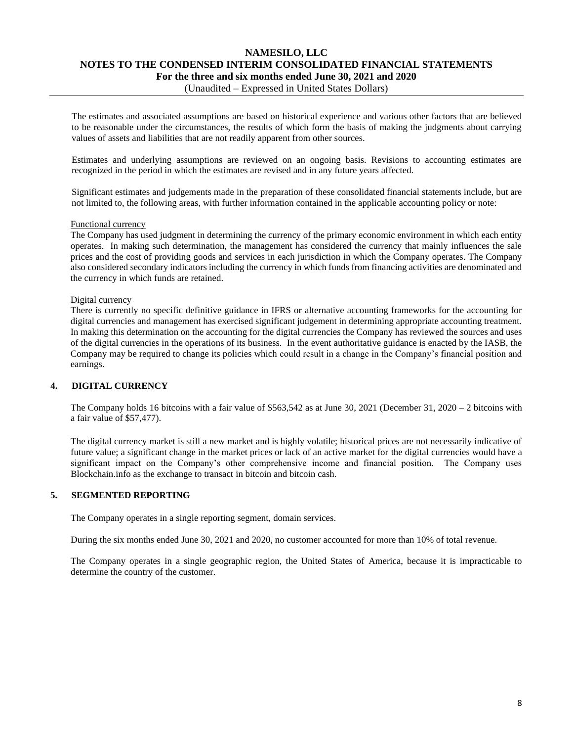The estimates and associated assumptions are based on historical experience and various other factors that are believed to be reasonable under the circumstances, the results of which form the basis of making the judgments about carrying values of assets and liabilities that are not readily apparent from other sources.

Estimates and underlying assumptions are reviewed on an ongoing basis. Revisions to accounting estimates are recognized in the period in which the estimates are revised and in any future years affected.

Significant estimates and judgements made in the preparation of these consolidated financial statements include, but are not limited to, the following areas, with further information contained in the applicable accounting policy or note:

Functional currency

The Company has used judgment in determining the currency of the primary economic environment in which each entity operates. In making such determination, the management has considered the currency that mainly influences the sale prices and the cost of providing goods and services in each jurisdiction in which the Company operates. The Company also considered secondary indicators including the currency in which funds from financing activities are denominated and the currency in which funds are retained.

Digital currency

There is currently no specific definitive guidance in IFRS or alternative accounting frameworks for the accounting for digital currencies and management has exercised significant judgement in determining appropriate accounting treatment. In making this determination on the accounting for the digital currencies the Company has reviewed the sources and uses of the digital currencies in the operations of its business. In the event authoritative guidance is enacted by the IASB, the Company may be required to change its policies which could result in a change in the Company's financial position and earnings.

## 4. DIGITAL CURRENCY

The Company holds 16 bitcoins with a fair value of $563,542 as at June 30, 2021 (December 31, 2020 – 2 bitcoins with a fair value of $57,477).

The digital currency market is still a new market and is highly volatile; historical prices are not necessarily indicative of future value; a significant change in the market prices or lack of an active market for the digital currencies would have a significant impact on the Company's other comprehensive income and financial position. The Company uses Blockchain.info as the exchange to transact in bitcoin and bitcoin cash.

## 5. SEGMENTED REPORTING

The Company operates in a single reporting segment, domain services.

During the six months ended June 30, 2021 and 2020, no customer accounted for more than 10% of total revenue.

The Company operates in a single geographic region, the United States of America, because it is impracticable to determine the country of the customer.